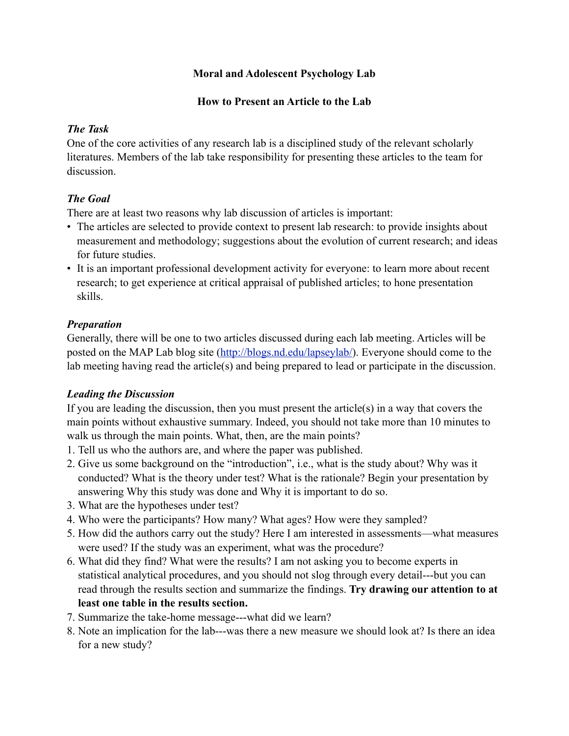# Moral and Adolescent Psychology Lab

## How to Present an Article to the Lab

### *The Task*

One of the core activities of any research lab is a disciplined study of the relevant scholarly literatures. Members of the lab take responsibility for presenting these articles to the team for discussion.

### *The Goal*

There are at least two reasons why lab discussion of articles is important:

- The articles are selected to provide context to present lab research: to provide insights about measurement and methodology; suggestions about the evolution of current research; and ideas for future studies.
- It is an important professional development activity for everyone: to learn more about recent research; to get experience at critical appraisal of published articles; to hone presentation skills.

### *Preparation*

Generally, there will be one to two articles discussed during each lab meeting. Articles will be posted on the MAP Lab blog site ([http://blogs.nd.edu/lapseylab/](http://blogs.nd.edu/lapseylab/)). Everyone should come to the lab meeting having read the article(s) and being prepared to lead or participate in the discussion.

### *Leading the Discussion*

If you are leading the discussion, then you must present the article(s) in a way that covers the main points without exhaustive summary. Indeed, you should not take more than 10 minutes to walk us through the main points. What, then, are the main points?

1. Tell us who the authors are, and where the paper was published.
2. Give us some background on the "introduction", i.e., what is the study about? Why was it conducted? What is the theory under test? What is the rationale? Begin your presentation by answering Why this study was done and Why it is important to do so.
3. What are the hypotheses under test?
4. Who were the participants? How many? What ages? How were they sampled?
5. How did the authors carry out the study? Here I am interested in assessments—what measures were used? If the study was an experiment, what was the procedure?
6. What did they find? What were the results? I am not asking you to become experts in statistical analytical procedures, and you should not slog through every detail---but you can read through the results section and summarize the findings. **Try drawing our attention to at least one table in the results section.**
7. Summarize the take-home message---what did we learn?
8. Note an implication for the lab---was there a new measure we should look at? Is there an idea for a new study?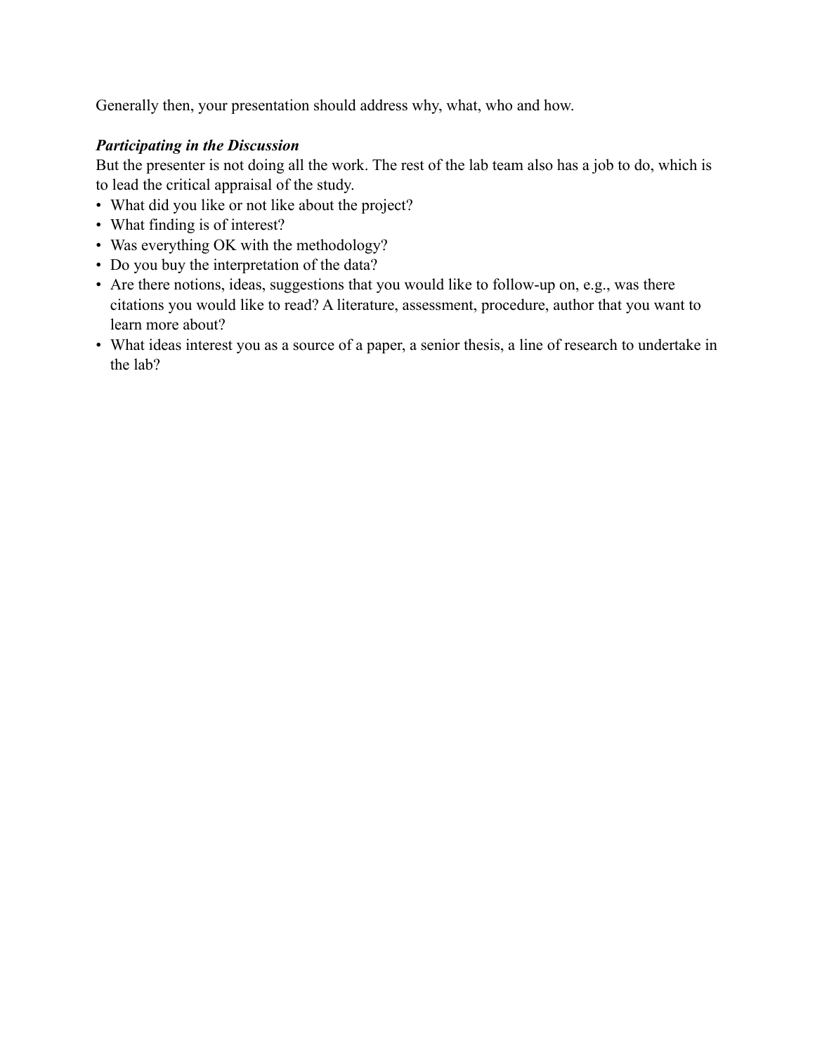Generally then, your presentation should address why, what, who and how.

***Participating in the Discussion***

But the presenter is not doing all the work. The rest of the lab team also has a job to do, which is to lead the critical appraisal of the study.

- What did you like or not like about the project?
- What finding is of interest?
- Was everything OK with the methodology?
- Do you buy the interpretation of the data?
- Are there notions, ideas, suggestions that you would like to follow-up on, e.g., was there citations you would like to read? A literature, assessment, procedure, author that you want to learn more about?
- What ideas interest you as a source of a paper, a senior thesis, a line of research to undertake in the lab?